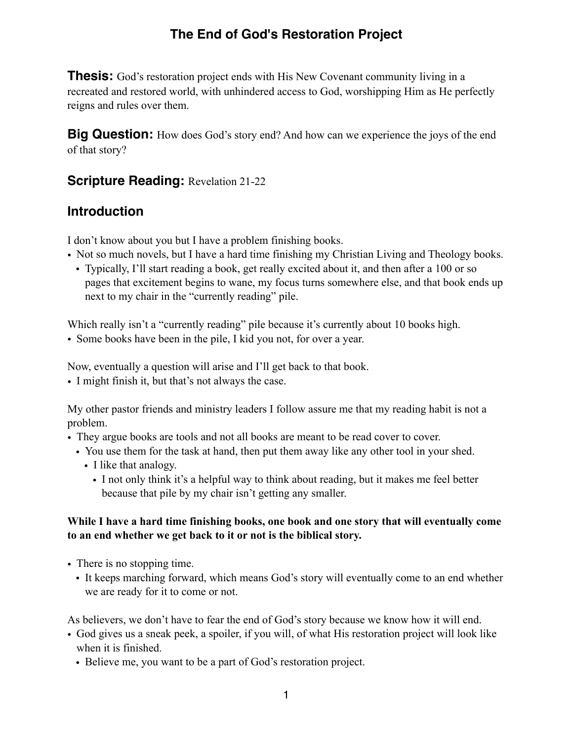# The End of God's Restoration Project

**Thesis:** God's restoration project ends with His New Covenant community living in a recreated and restored world, with unhindered access to God, worshipping Him as He perfectly reigns and rules over them.

**Big Question:** How does God's story end? And how can we experience the joys of the end of that story?

## Scripture Reading: Revelation 21-22

## Introduction

I don't know about you but I have a problem finishing books.

- Not so much novels, but I have a hard time finishing my Christian Living and Theology books.
  - Typically, I'll start reading a book, get really excited about it, and then after a 100 or so pages that excitement begins to wane, my focus turns somewhere else, and that book ends up next to my chair in the "currently reading" pile.

Which really isn't a "currently reading" pile because it's currently about 10 books high.

- Some books have been in the pile, I kid you not, for over a year.

Now, eventually a question will arise and I'll get back to that book.

- I might finish it, but that's not always the case.

My other pastor friends and ministry leaders I follow assure me that my reading habit is not a problem.

- They argue books are tools and not all books are meant to be read cover to cover.
  - You use them for the task at hand, then put them away like any other tool in your shed.
    - I like that analogy.
      - I not only think it's a helpful way to think about reading, but it makes me feel better because that pile by my chair isn't getting any smaller.

**While I have a hard time finishing books, one book and one story that will eventually come to an end whether we get back to it or not is the biblical story.**

- There is no stopping time.
  - It keeps marching forward, which means God's story will eventually come to an end whether we are ready for it to come or not.

As believers, we don't have to fear the end of God's story because we know how it will end.

- God gives us a sneak peek, a spoiler, if you will, of what His restoration project will look like when it is finished.
  - Believe me, you want to be a part of God's restoration project.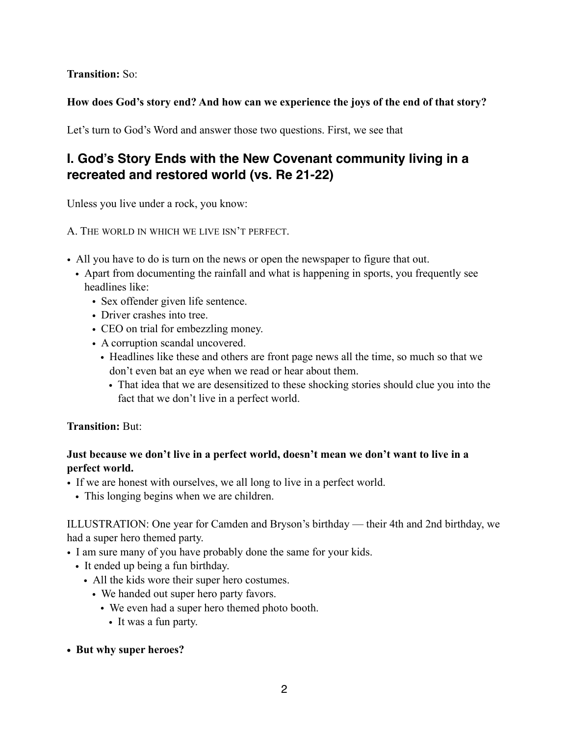**Transition:** So:

**How does God's story end? And how can we experience the joys of the end of that story?**

Let's turn to God's Word and answer those two questions. First, we see that

## I. God's Story Ends with the New Covenant community living in a recreated and restored world (vs. Re 21-22)

Unless you live under a rock, you know:

A. The world in which we live isn't perfect.

- All you have to do is turn on the news or open the newspaper to figure that out.
  - Apart from documenting the rainfall and what is happening in sports, you frequently see headlines like:
    - Sex offender given life sentence.
    - Driver crashes into tree.
    - CEO on trial for embezzling money.
    - A corruption scandal uncovered.
      - Headlines like these and others are front page news all the time, so much so that we don't even bat an eye when we read or hear about them.
        - That idea that we are desensitized to these shocking stories should clue you into the fact that we don't live in a perfect world.

**Transition:** But:

**Just because we don't live in a perfect world, doesn't mean we don't want to live in a perfect world.**

- If we are honest with ourselves, we all long to live in a perfect world.
  - This longing begins when we are children.

ILLUSTRATION: One year for Camden and Bryson's birthday — their 4th and 2nd birthday, we had a super hero themed party.

- I am sure many of you have probably done the same for your kids.
  - It ended up being a fun birthday.
    - All the kids wore their super hero costumes.
      - We handed out super hero party favors.
        - We even had a super hero themed photo booth.
          - It was a fun party.

- **But why super heroes?**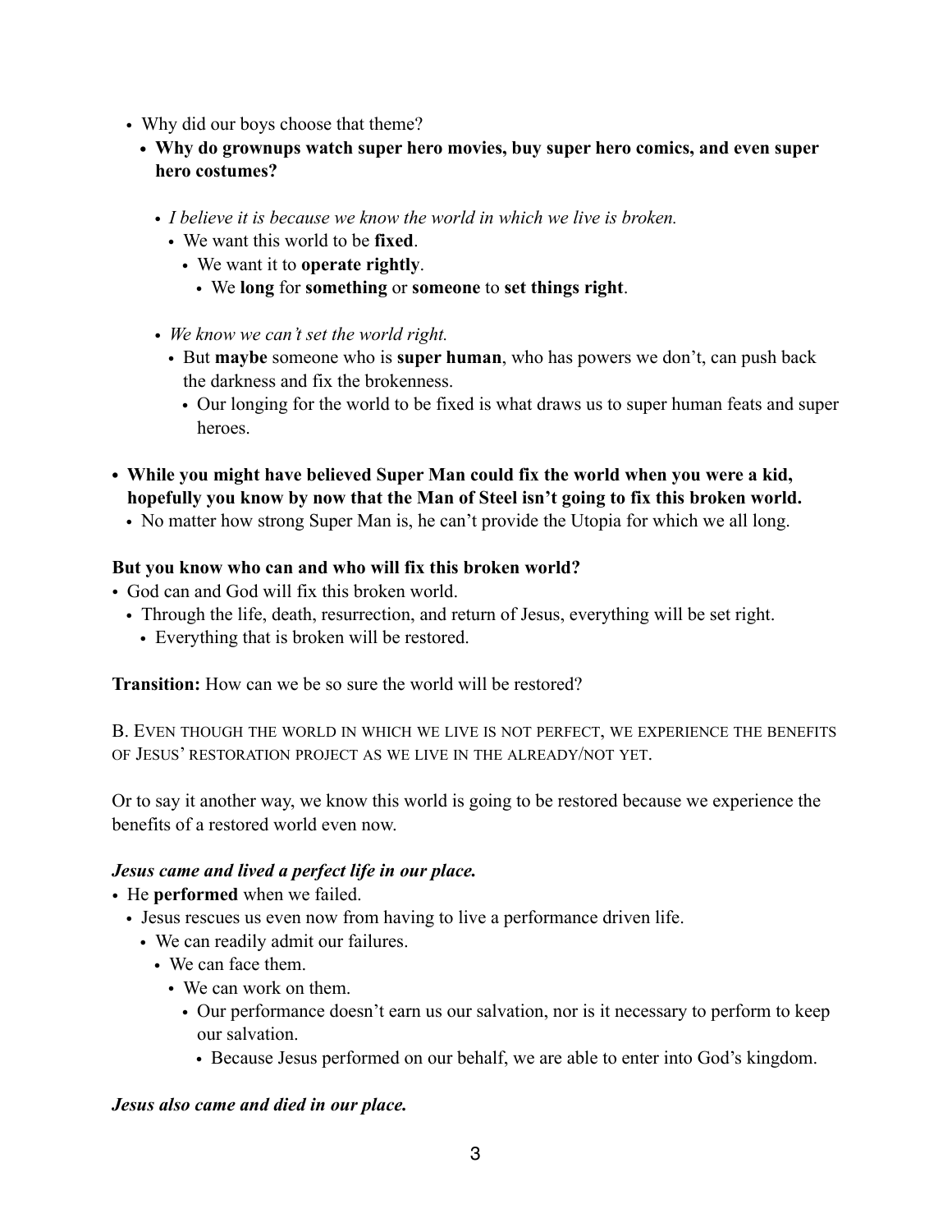- Why did our boys choose that theme?
  - **Why do grownups watch super hero movies, buy super hero comics, and even super hero costumes?**
    - *I believe it is because we know the world in which we live is broken.*
      - We want this world to be **fixed**.
        - We want it to **operate rightly**.
          - We **long** for **something** or **someone** to **set things right**.
    - *We know we can't set the world right.*
      - But **maybe** someone who is **super human**, who has powers we don't, can push back the darkness and fix the brokenness.
        - Our longing for the world to be fixed is what draws us to super human feats and super heroes.

- **While you might have believed Super Man could fix the world when you were a kid, hopefully you know by now that the Man of Steel isn't going to fix this broken world.**
  - No matter how strong Super Man is, he can't provide the Utopia for which we all long.

**But you know who can and who will fix this broken world?**

- God can and God will fix this broken world.
  - Through the life, death, resurrection, and return of Jesus, everything will be set right.
    - Everything that is broken will be restored.

**Transition:** How can we be so sure the world will be restored?

B. EVEN THOUGH THE WORLD IN WHICH WE LIVE IS NOT PERFECT, WE EXPERIENCE THE BENEFITS OF JESUS' RESTORATION PROJECT AS WE LIVE IN THE ALREADY/NOT YET.

Or to say it another way, we know this world is going to be restored because we experience the benefits of a restored world even now.

***Jesus came and lived a perfect life in our place.***

- He **performed** when we failed.
  - Jesus rescues us even now from having to live a performance driven life.
    - We can readily admit our failures.
      - We can face them.
        - We can work on them.
          - Our performance doesn't earn us our salvation, nor is it necessary to perform to keep our salvation.
            - Because Jesus performed on our behalf, we are able to enter into God's kingdom.

***Jesus also came and died in our place.***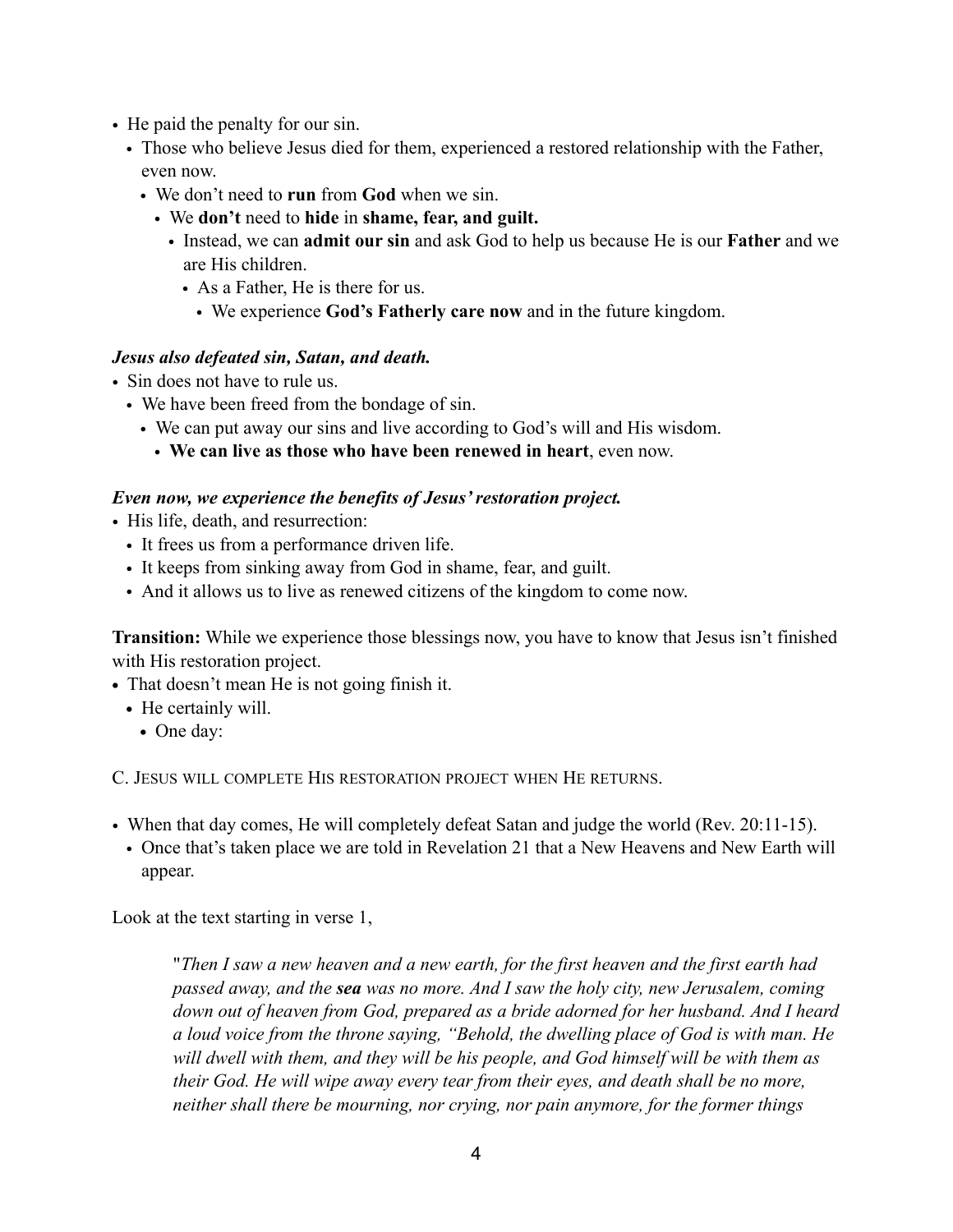- He paid the penalty for our sin.
  - Those who believe Jesus died for them, experienced a restored relationship with the Father, even now.
    - We don't need to **run** from **God** when we sin.
      - We **don't** need to **hide** in **shame, fear, and guilt.**
        - Instead, we can **admit our sin** and ask God to help us because He is our **Father** and we are His children.
          - As a Father, He is there for us.
            - We experience **God's Fatherly care now** and in the future kingdom.

***Jesus also defeated sin, Satan, and death.***

- Sin does not have to rule us.
  - We have been freed from the bondage of sin.
    - We can put away our sins and live according to God's will and His wisdom.
      - **We can live as those who have been renewed in heart**, even now.

***Even now, we experience the benefits of Jesus' restoration project.***

- His life, death, and resurrection:
  - It frees us from a performance driven life.
  - It keeps from sinking away from God in shame, fear, and guilt.
  - And it allows us to live as renewed citizens of the kingdom to come now.

**Transition:** While we experience those blessings now, you have to know that Jesus isn't finished with His restoration project.

- That doesn't mean He is not going finish it.
  - He certainly will.
    - One day:

C. JESUS WILL COMPLETE HIS RESTORATION PROJECT WHEN HE RETURNS.

- When that day comes, He will completely defeat Satan and judge the world (Rev. 20:11-15).
  - Once that's taken place we are told in Revelation 21 that a New Heavens and New Earth will appear.

Look at the text starting in verse 1,

> "*Then I saw a new heaven and a new earth, for the first heaven and the first earth had passed away, and the* ***sea*** *was no more. And I saw the holy city, new Jerusalem, coming down out of heaven from God, prepared as a bride adorned for her husband. And I heard a loud voice from the throne saying, "Behold, the dwelling place of God is with man. He will dwell with them, and they will be his people, and God himself will be with them as their God. He will wipe away every tear from their eyes, and death shall be no more, neither shall there be mourning, nor crying, nor pain anymore, for the former things*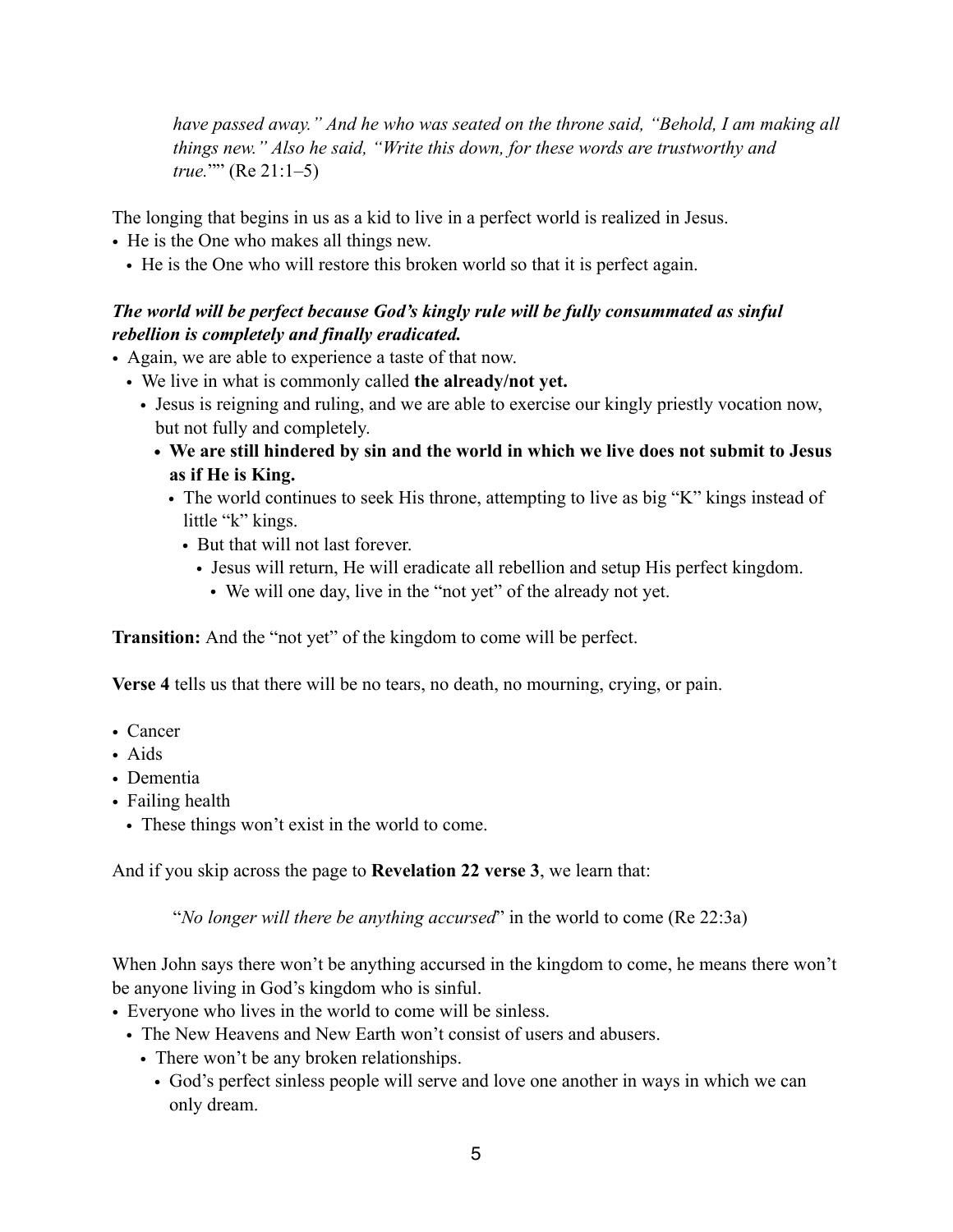> *have passed away." And he who was seated on the throne said, "Behold, I am making all things new." Also he said, "Write this down, for these words are trustworthy and true.""* (Re 21:1–5)

The longing that begins in us as a kid to live in a perfect world is realized in Jesus.

- He is the One who makes all things new.
  - He is the One who will restore this broken world so that it is perfect again.

***The world will be perfect because God's kingly rule will be fully consummated as sinful rebellion is completely and finally eradicated.***

- Again, we are able to experience a taste of that now.
  - We live in what is commonly called **the already/not yet.**
    - Jesus is reigning and ruling, and we are able to exercise our kingly priestly vocation now, but not fully and completely.
      - **We are still hindered by sin and the world in which we live does not submit to Jesus as if He is King.**
        - The world continues to seek His throne, attempting to live as big "K" kings instead of little "k" kings.
          - But that will not last forever.
            - Jesus will return, He will eradicate all rebellion and setup His perfect kingdom.
              - We will one day, live in the "not yet" of the already not yet.

**Transition:** And the "not yet" of the kingdom to come will be perfect.

**Verse 4** tells us that there will be no tears, no death, no mourning, crying, or pain.

- Cancer
- Aids
- Dementia
- Failing health
  - These things won't exist in the world to come.

And if you skip across the page to **Revelation 22 verse 3**, we learn that:

> "*No longer will there be anything accursed*" in the world to come (Re 22:3a)

When John says there won't be anything accursed in the kingdom to come, he means there won't be anyone living in God's kingdom who is sinful.

- Everyone who lives in the world to come will be sinless.
  - The New Heavens and New Earth won't consist of users and abusers.
    - There won't be any broken relationships.
      - God's perfect sinless people will serve and love one another in ways in which we can only dream.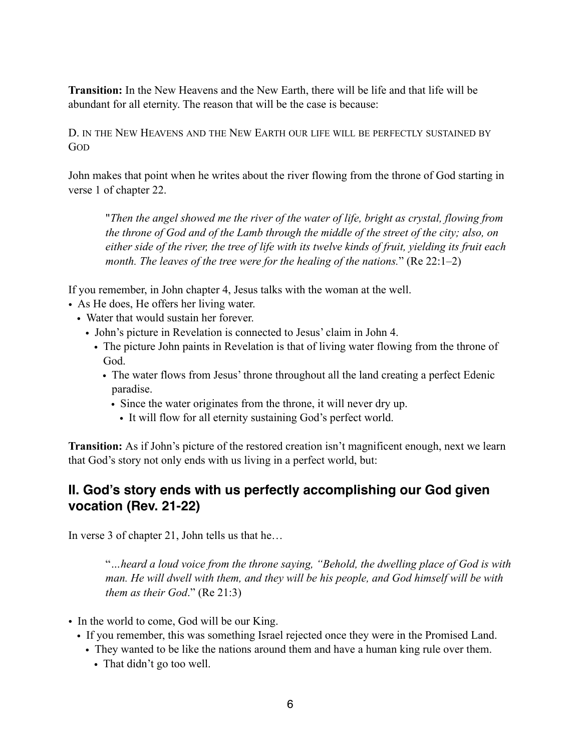**Transition:** In the New Heavens and the New Earth, there will be life and that life will be abundant for all eternity. The reason that will be the case is because:

D. IN THE NEW HEAVENS AND THE NEW EARTH OUR LIFE WILL BE PERFECTLY SUSTAINED BY GOD

John makes that point when he writes about the river flowing from the throne of God starting in verse 1 of chapter 22.

> "*Then the angel showed me the river of the water of life, bright as crystal, flowing from the throne of God and of the Lamb through the middle of the street of the city; also, on either side of the river, the tree of life with its twelve kinds of fruit, yielding its fruit each month. The leaves of the tree were for the healing of the nations.*" (Re 22:1–2)

If you remember, in John chapter 4, Jesus talks with the woman at the well.

- As He does, He offers her living water.
  - Water that would sustain her forever.
    - John's picture in Revelation is connected to Jesus' claim in John 4.
      - The picture John paints in Revelation is that of living water flowing from the throne of God.
        - The water flows from Jesus' throne throughout all the land creating a perfect Edenic paradise.
          - Since the water originates from the throne, it will never dry up.
            - It will flow for all eternity sustaining God's perfect world.

**Transition:** As if John's picture of the restored creation isn't magnificent enough, next we learn that God's story not only ends with us living in a perfect world, but:

## II. God's story ends with us perfectly accomplishing our God given vocation (Rev. 21-22)

In verse 3 of chapter 21, John tells us that he…

> "*…heard a loud voice from the throne saying, "Behold, the dwelling place of God is with man. He will dwell with them, and they will be his people, and God himself will be with them as their God.*" (Re 21:3)

- In the world to come, God will be our King.
  - If you remember, this was something Israel rejected once they were in the Promised Land.
    - They wanted to be like the nations around them and have a human king rule over them.
      - That didn't go too well.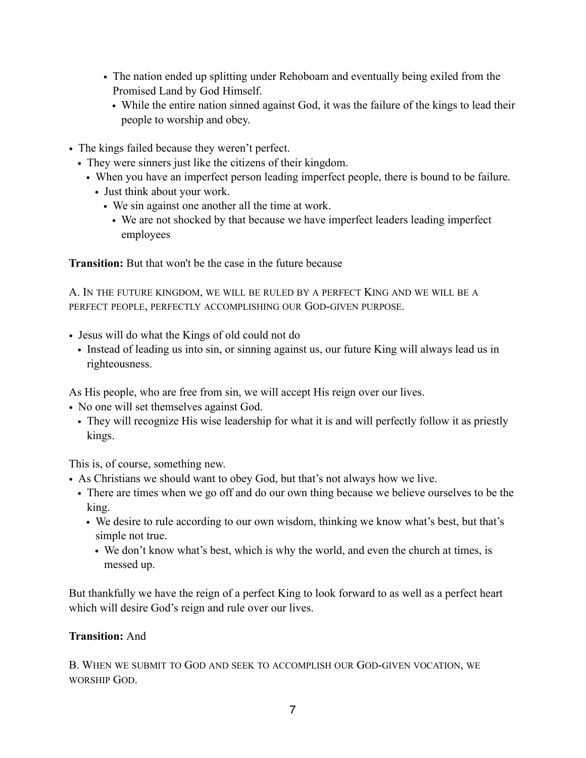- The nation ended up splitting under Rehoboam and eventually being exiled from the Promised Land by God Himself.
      - While the entire nation sinned against God, it was the failure of the kings to lead their people to worship and obey.

- The kings failed because they weren't perfect.
  - They were sinners just like the citizens of their kingdom.
    - When you have an imperfect person leading imperfect people, there is bound to be failure.
      - Just think about your work.
        - We sin against one another all the time at work.
          - We are not shocked by that because we have imperfect leaders leading imperfect employees

**Transition:** But that won't be the case in the future because

A. In the future kingdom, we will be ruled by a perfect King and we will be a perfect people, perfectly accomplishing our God-given purpose.

- Jesus will do what the Kings of old could not do
  - Instead of leading us into sin, or sinning against us, our future King will always lead us in righteousness.

As His people, who are free from sin, we will accept His reign over our lives.

- No one will set themselves against God.
  - They will recognize His wise leadership for what it is and will perfectly follow it as priestly kings.

This is, of course, something new.

- As Christians we should want to obey God, but that's not always how we live.
  - There are times when we go off and do our own thing because we believe ourselves to be the king.
    - We desire to rule according to our own wisdom, thinking we know what's best, but that's simple not true.
      - We don't know what's best, which is why the world, and even the church at times, is messed up.

But thankfully we have the reign of a perfect King to look forward to as well as a perfect heart which will desire God's reign and rule over our lives.

**Transition:** And

B. When we submit to God and seek to accomplish our God-given vocation, we worship God.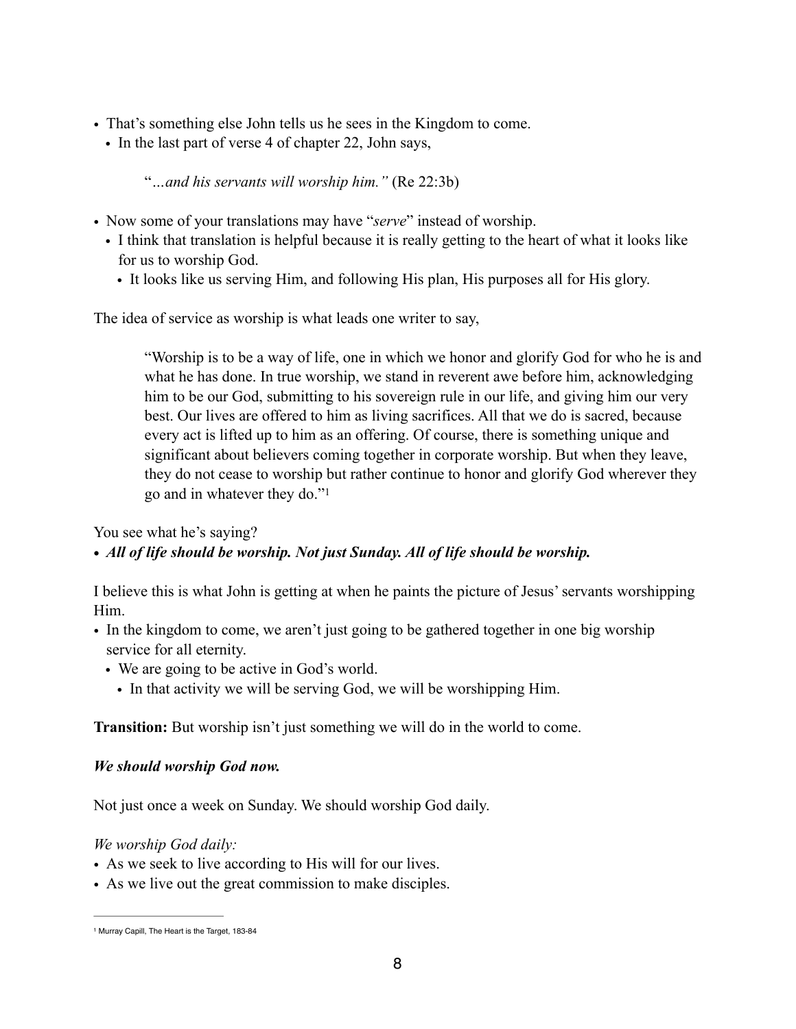- That's something else John tells us he sees in the Kingdom to come.
  - In the last part of verse 4 of chapter 22, John says,

    "*…and his servants will worship him.*" (Re 22:3b)

- Now some of your translations may have "*serve*" instead of worship.
  - I think that translation is helpful because it is really getting to the heart of what it looks like for us to worship God.
    - It looks like us serving Him, and following His plan, His purposes all for His glory.

The idea of service as worship is what leads one writer to say,

> "Worship is to be a way of life, one in which we honor and glorify God for who he is and what he has done. In true worship, we stand in reverent awe before him, acknowledging him to be our God, submitting to his sovereign rule in our life, and giving him our very best. Our lives are offered to him as living sacrifices. All that we do is sacred, because every act is lifted up to him as an offering. Of course, there is something unique and significant about believers coming together in corporate worship. But when they leave, they do not cease to worship but rather continue to honor and glorify God wherever they go and in whatever they do."[1]

You see what he's saying?

- ***All of life should be worship. Not just Sunday. All of life should be worship.***

I believe this is what John is getting at when he paints the picture of Jesus' servants worshipping Him.

- In the kingdom to come, we aren't just going to be gathered together in one big worship service for all eternity.
  - We are going to be active in God's world.
    - In that activity we will be serving God, we will be worshipping Him.

**Transition:** But worship isn't just something we will do in the world to come.

***We should worship God now.***

Not just once a week on Sunday. We should worship God daily.

*We worship God daily:*

- As we seek to live according to His will for our lives.
- As we live out the great commission to make disciples.

---

[1] Murray Capill, The Heart is the Target, 183-84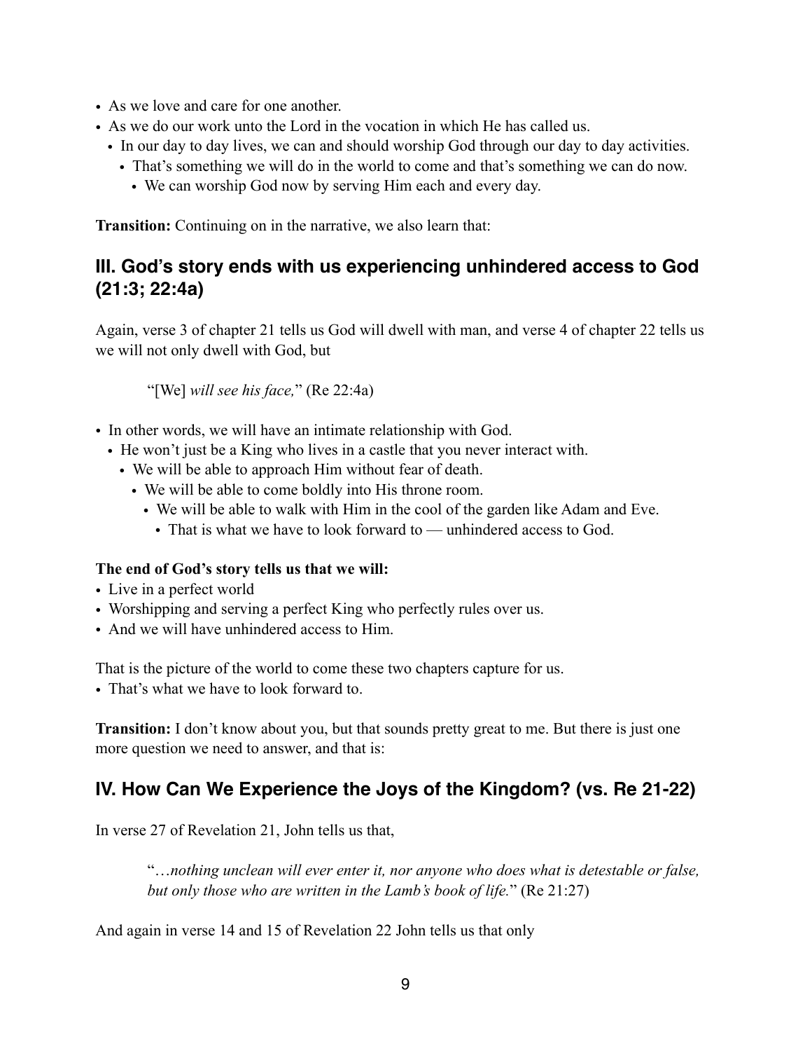- As we love and care for one another.
- As we do our work unto the Lord in the vocation in which He has called us.
  - In our day to day lives, we can and should worship God through our day to day activities.
    - That's something we will do in the world to come and that's something we can do now.
      - We can worship God now by serving Him each and every day.

**Transition:** Continuing on in the narrative, we also learn that:

## III. God's story ends with us experiencing unhindered access to God (21:3; 22:4a)

Again, verse 3 of chapter 21 tells us God will dwell with man, and verse 4 of chapter 22 tells us we will not only dwell with God, but

> "[We] *will see his face,*" (Re 22:4a)

- In other words, we will have an intimate relationship with God.
  - He won't just be a King who lives in a castle that you never interact with.
    - We will be able to approach Him without fear of death.
      - We will be able to come boldly into His throne room.
        - We will be able to walk with Him in the cool of the garden like Adam and Eve.
          - That is what we have to look forward to — unhindered access to God.

**The end of God's story tells us that we will:**
- Live in a perfect world
- Worshipping and serving a perfect King who perfectly rules over us.
- And we will have unhindered access to Him.

That is the picture of the world to come these two chapters capture for us.
- That's what we have to look forward to.

**Transition:** I don't know about you, but that sounds pretty great to me. But there is just one more question we need to answer, and that is:

## IV. How Can We Experience the Joys of the Kingdom? (vs. Re 21-22)

In verse 27 of Revelation 21, John tells us that,

> "…*nothing unclean will ever enter it, nor anyone who does what is detestable or false, but only those who are written in the Lamb's book of life.*" (Re 21:27)

And again in verse 14 and 15 of Revelation 22 John tells us that only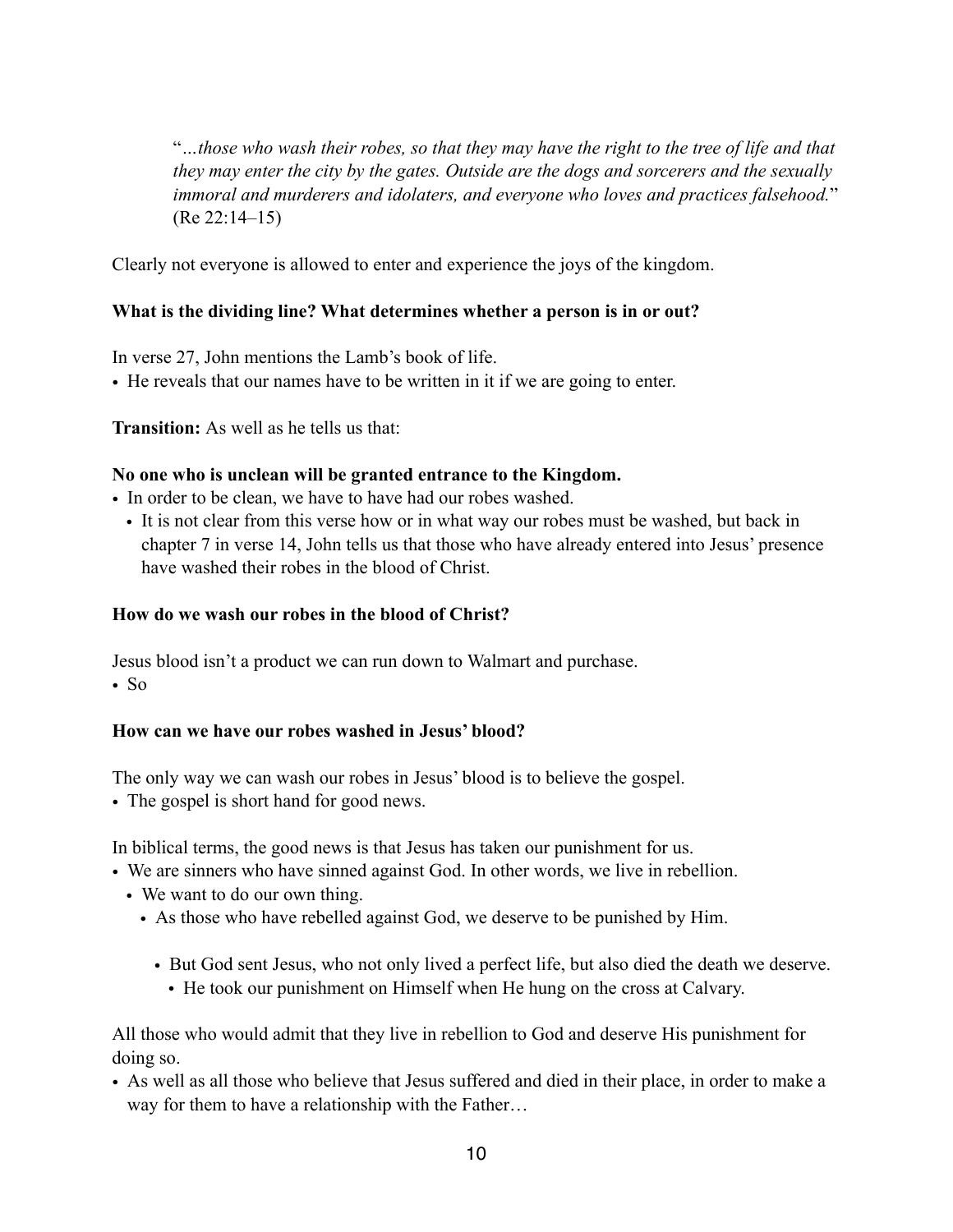"*…those who wash their robes, so that they may have the right to the tree of life and that they may enter the city by the gates. Outside are the dogs and sorcerers and the sexually immoral and murderers and idolaters, and everyone who loves and practices falsehood.*" (Re 22:14–15)

Clearly not everyone is allowed to enter and experience the joys of the kingdom.

**What is the dividing line? What determines whether a person is in or out?**

In verse 27, John mentions the Lamb's book of life.

- He reveals that our names have to be written in it if we are going to enter.

**Transition:** As well as he tells us that:

**No one who is unclean will be granted entrance to the Kingdom.**

- In order to be clean, we have to have had our robes washed.
  - It is not clear from this verse how or in what way our robes must be washed, but back in chapter 7 in verse 14, John tells us that those who have already entered into Jesus' presence have washed their robes in the blood of Christ.

**How do we wash our robes in the blood of Christ?**

Jesus blood isn't a product we can run down to Walmart and purchase.

- So

**How can we have our robes washed in Jesus' blood?**

The only way we can wash our robes in Jesus' blood is to believe the gospel.

- The gospel is short hand for good news.

In biblical terms, the good news is that Jesus has taken our punishment for us.

- We are sinners who have sinned against God. In other words, we live in rebellion.
  - We want to do our own thing.
    - As those who have rebelled against God, we deserve to be punished by Him.
      - But God sent Jesus, who not only lived a perfect life, but also died the death we deserve.
        - He took our punishment on Himself when He hung on the cross at Calvary.

All those who would admit that they live in rebellion to God and deserve His punishment for doing so.

- As well as all those who believe that Jesus suffered and died in their place, in order to make a way for them to have a relationship with the Father…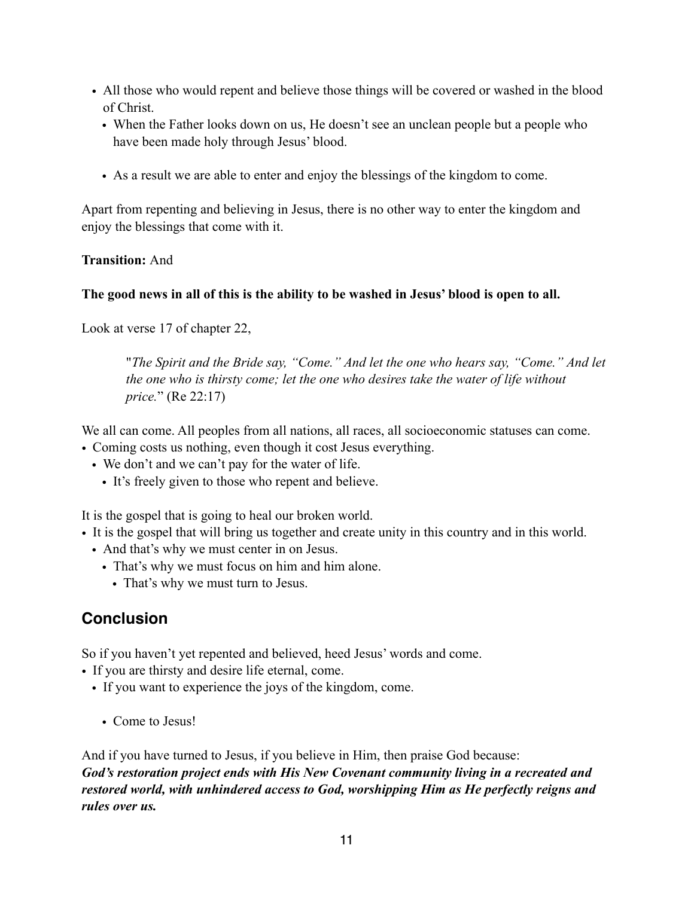- All those who would repent and believe those things will be covered or washed in the blood of Christ.
  - When the Father looks down on us, He doesn't see an unclean people but a people who have been made holy through Jesus' blood.

  - As a result we are able to enter and enjoy the blessings of the kingdom to come.

Apart from repenting and believing in Jesus, there is no other way to enter the kingdom and enjoy the blessings that come with it.

**Transition:** And

**The good news in all of this is the ability to be washed in Jesus' blood is open to all.**

Look at verse 17 of chapter 22,

> "*The Spirit and the Bride say, "Come." And let the one who hears say, "Come." And let the one who is thirsty come; let the one who desires take the water of life without price.*" (Re 22:17)

We all can come. All peoples from all nations, all races, all socioeconomic statuses can come.
- Coming costs us nothing, even though it cost Jesus everything.
  - We don't and we can't pay for the water of life.
    - It's freely given to those who repent and believe.

It is the gospel that is going to heal our broken world.
- It is the gospel that will bring us together and create unity in this country and in this world.
  - And that's why we must center in on Jesus.
    - That's why we must focus on him and him alone.
      - That's why we must turn to Jesus.

## Conclusion

So if you haven't yet repented and believed, heed Jesus' words and come.
- If you are thirsty and desire life eternal, come.
  - If you want to experience the joys of the kingdom, come.

    - Come to Jesus!

And if you have turned to Jesus, if you believe in Him, then praise God because:
***God's restoration project ends with His New Covenant community living in a recreated and restored world, with unhindered access to God, worshipping Him as He perfectly reigns and rules over us.***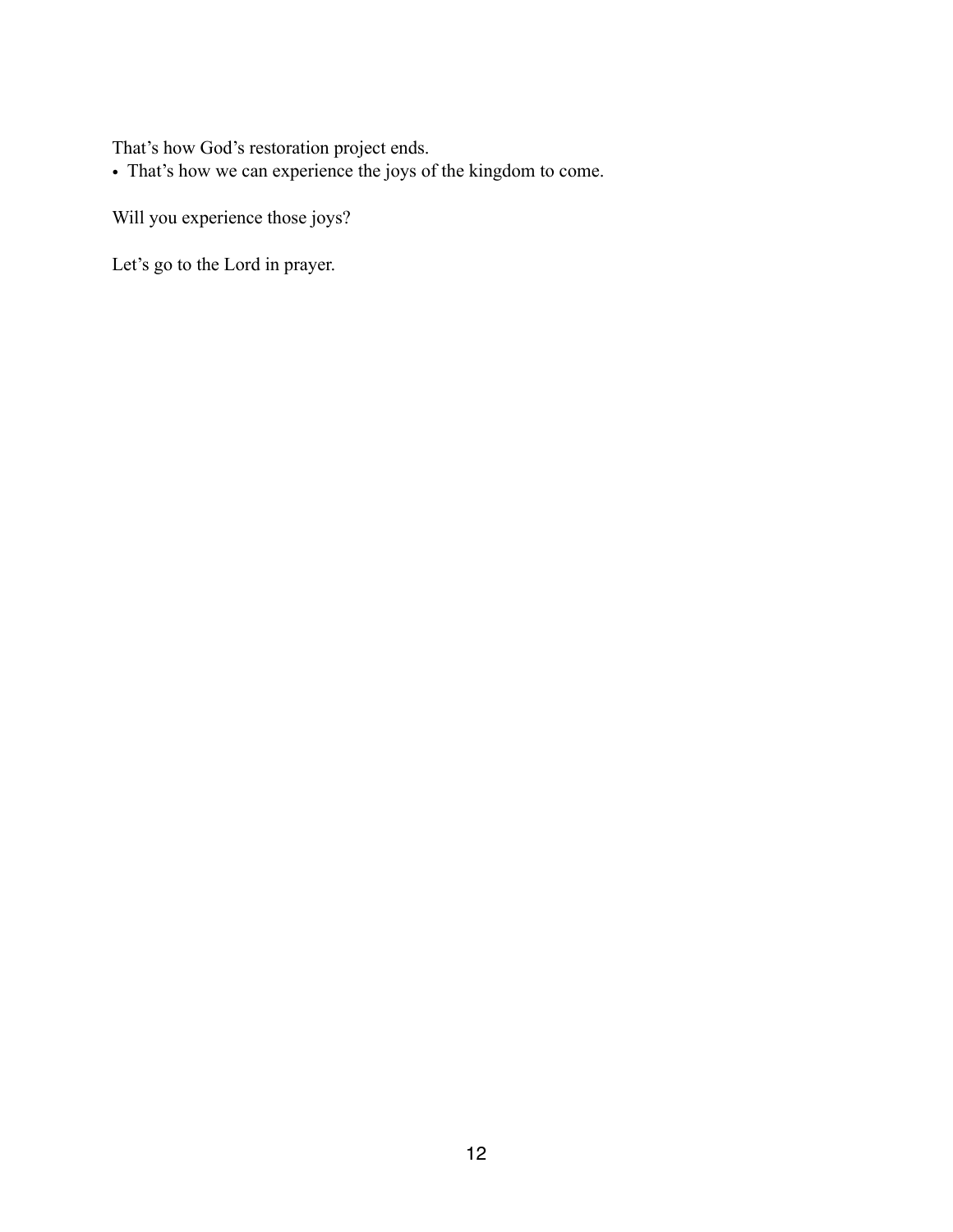That’s how God’s restoration project ends.
- That’s how we can experience the joys of the kingdom to come.

Will you experience those joys?

Let’s go to the Lord in prayer.